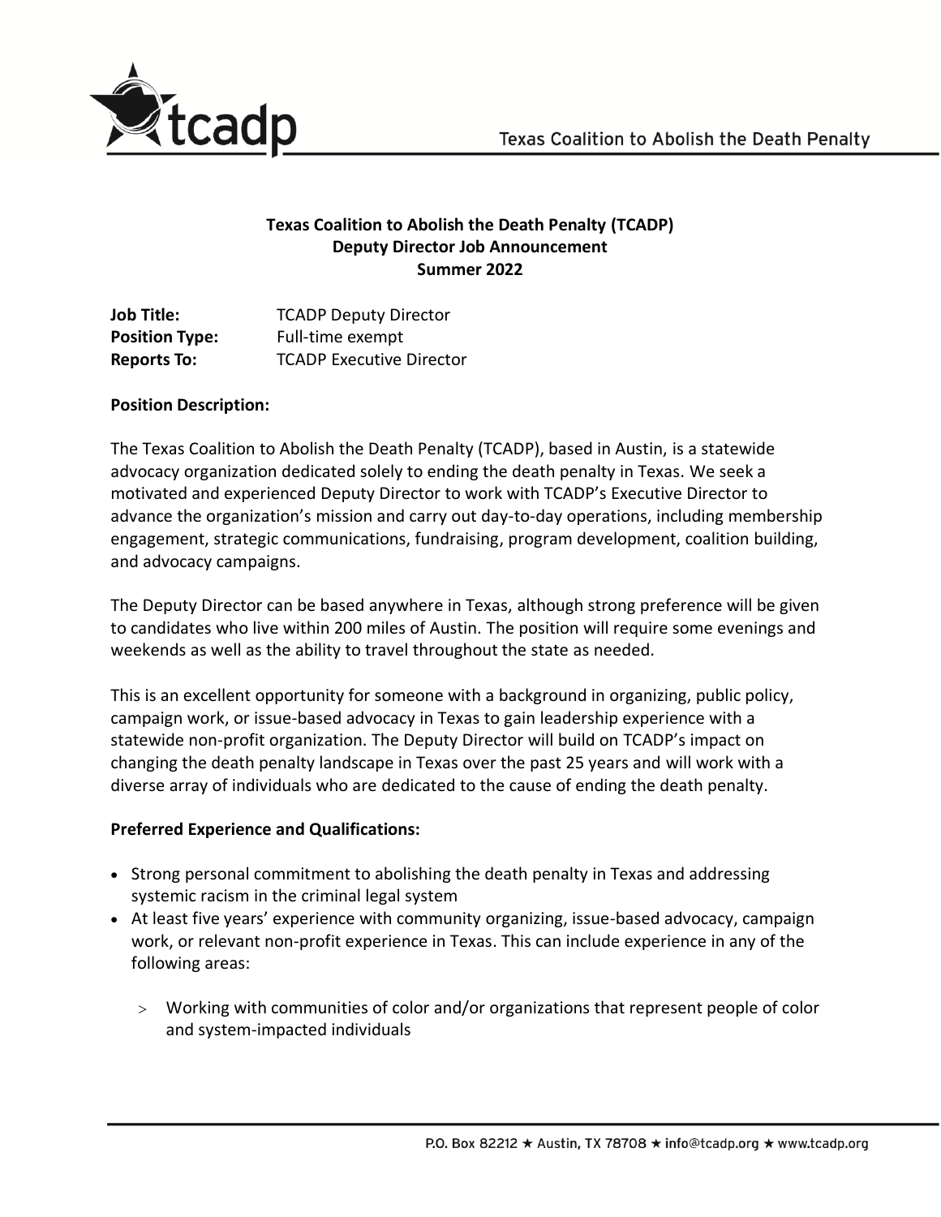**Texas Coalition to Abolish the Death Penalty (TCADP)**
**Deputy Director Job Announcement**
**Summer 2022**

**Job Title:** TCADP Deputy Director
**Position Type:** Full-time exempt
**Reports To:** TCADP Executive Director

**Position Description:**

The Texas Coalition to Abolish the Death Penalty (TCADP), based in Austin, is a statewide advocacy organization dedicated solely to ending the death penalty in Texas. We seek a motivated and experienced Deputy Director to work with TCADP's Executive Director to advance the organization's mission and carry out day-to-day operations, including membership engagement, strategic communications, fundraising, program development, coalition building, and advocacy campaigns.

The Deputy Director can be based anywhere in Texas, although strong preference will be given to candidates who live within 200 miles of Austin. The position will require some evenings and weekends as well as the ability to travel throughout the state as needed.

This is an excellent opportunity for someone with a background in organizing, public policy, campaign work, or issue-based advocacy in Texas to gain leadership experience with a statewide non-profit organization. The Deputy Director will build on TCADP's impact on changing the death penalty landscape in Texas over the past 25 years and will work with a diverse array of individuals who are dedicated to the cause of ending the death penalty.

**Preferred Experience and Qualifications:**

- Strong personal commitment to abolishing the death penalty in Texas and addressing systemic racism in the criminal legal system
- At least five years' experience with community organizing, issue-based advocacy, campaign work, or relevant non-profit experience in Texas. This can include experience in any of the following areas:
  - Working with communities of color and/or organizations that represent people of color and system-impacted individuals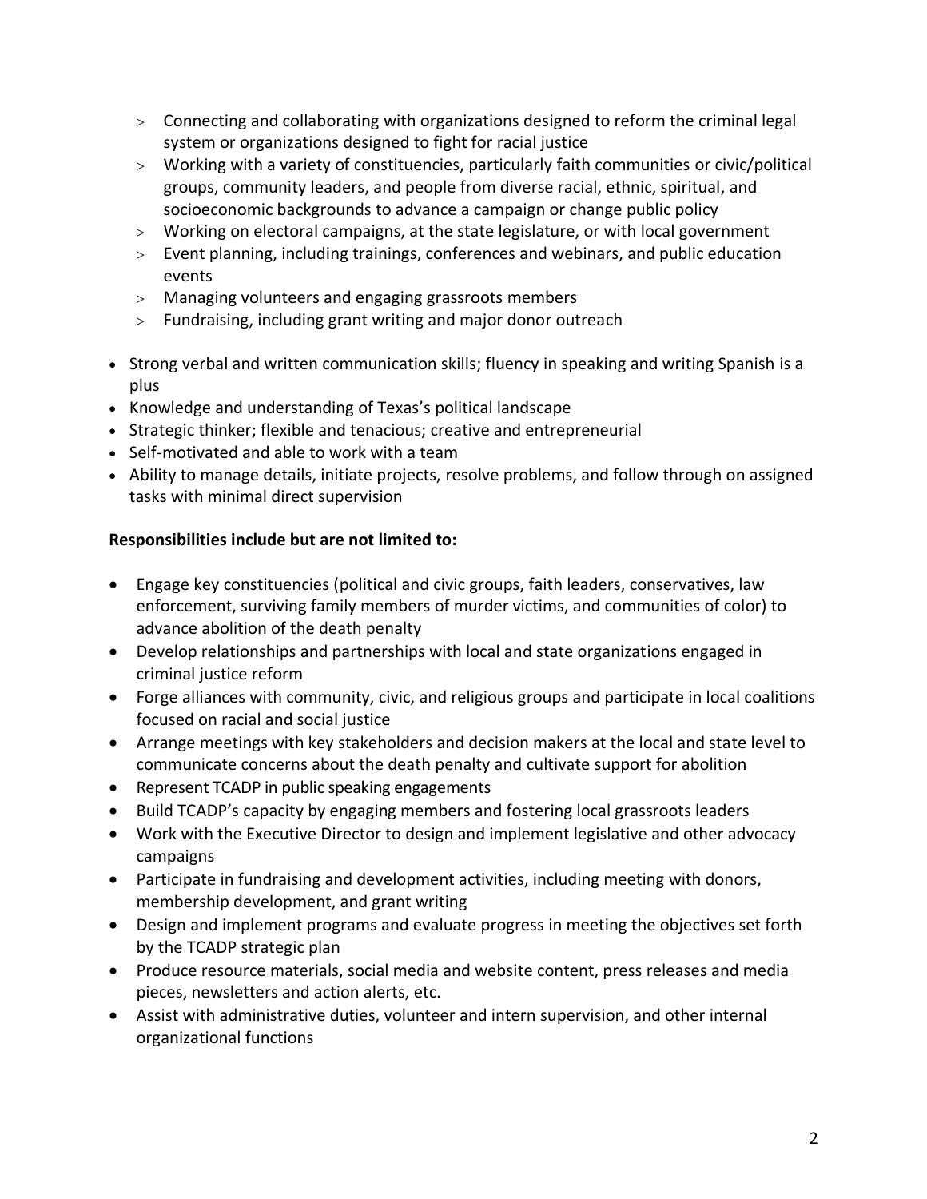- Connecting and collaborating with organizations designed to reform the criminal legal system or organizations designed to fight for racial justice
  - Working with a variety of constituencies, particularly faith communities or civic/political groups, community leaders, and people from diverse racial, ethnic, spiritual, and socioeconomic backgrounds to advance a campaign or change public policy
  - Working on electoral campaigns, at the state legislature, or with local government
  - Event planning, including trainings, conferences and webinars, and public education events
  - Managing volunteers and engaging grassroots members
  - Fundraising, including grant writing and major donor outreach

- Strong verbal and written communication skills; fluency in speaking and writing Spanish is a plus
- Knowledge and understanding of Texas's political landscape
- Strategic thinker; flexible and tenacious; creative and entrepreneurial
- Self-motivated and able to work with a team
- Ability to manage details, initiate projects, resolve problems, and follow through on assigned tasks with minimal direct supervision

**Responsibilities include but are not limited to:**

- Engage key constituencies (political and civic groups, faith leaders, conservatives, law enforcement, surviving family members of murder victims, and communities of color) to advance abolition of the death penalty
- Develop relationships and partnerships with local and state organizations engaged in criminal justice reform
- Forge alliances with community, civic, and religious groups and participate in local coalitions focused on racial and social justice
- Arrange meetings with key stakeholders and decision makers at the local and state level to communicate concerns about the death penalty and cultivate support for abolition
- Represent TCADP in public speaking engagements
- Build TCADP's capacity by engaging members and fostering local grassroots leaders
- Work with the Executive Director to design and implement legislative and other advocacy campaigns
- Participate in fundraising and development activities, including meeting with donors, membership development, and grant writing
- Design and implement programs and evaluate progress in meeting the objectives set forth by the TCADP strategic plan
- Produce resource materials, social media and website content, press releases and media pieces, newsletters and action alerts, etc.
- Assist with administrative duties, volunteer and intern supervision, and other internal organizational functions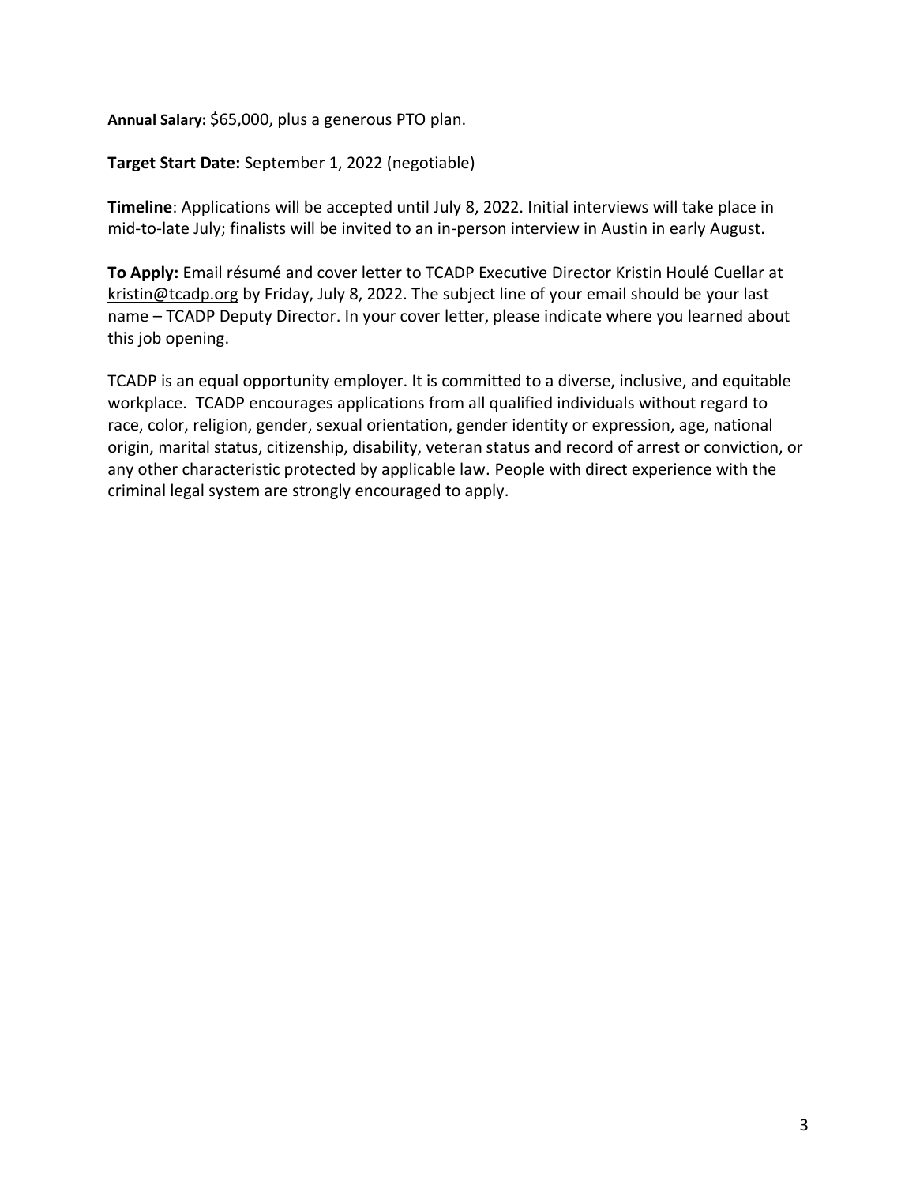**Annual Salary:** $65,000, plus a generous PTO plan.

**Target Start Date:** September 1, 2022 (negotiable)

**Timeline**: Applications will be accepted until July 8, 2022. Initial interviews will take place in mid-to-late July; finalists will be invited to an in-person interview in Austin in early August.

**To Apply:** Email résumé and cover letter to TCADP Executive Director Kristin Houlé Cuellar at kristin@tcadp.org by Friday, July 8, 2022. The subject line of your email should be your last name – TCADP Deputy Director. In your cover letter, please indicate where you learned about this job opening.

TCADP is an equal opportunity employer. It is committed to a diverse, inclusive, and equitable workplace. TCADP encourages applications from all qualified individuals without regard to race, color, religion, gender, sexual orientation, gender identity or expression, age, national origin, marital status, citizenship, disability, veteran status and record of arrest or conviction, or any other characteristic protected by applicable law. People with direct experience with the criminal legal system are strongly encouraged to apply.